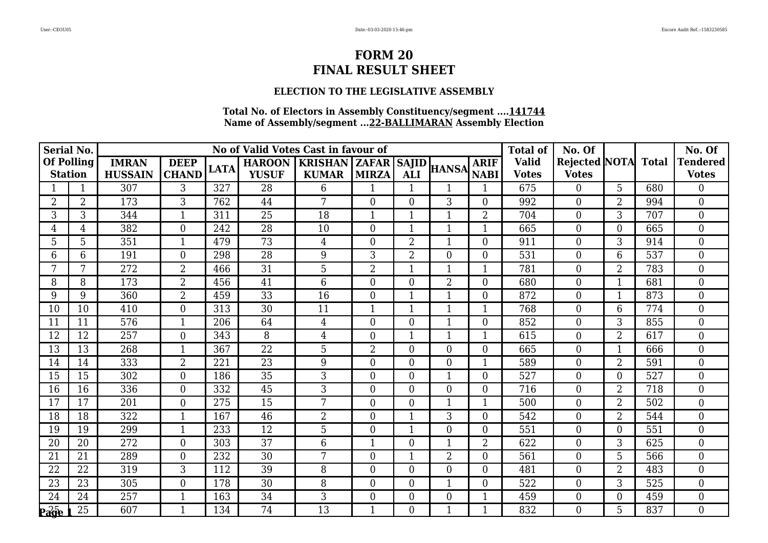# FORM 20
# FINAL RESULT SHEET

### ELECTION TO THE LEGISLATIVE ASSEMBLY

**Total No. of Electors in Assembly Constituency/segment ....141744**
**Name of Assembly/segment ...22-BALLIMARAN Assembly Election**

| Serial No. Of Polling Station | | No of Valid Votes Cast in favour of | | | | | | | | | Total of Valid Votes | No. Of Rejected Votes | NOTA | Total | No. Of Tendered Votes |
|---|---|---|---|---|---|---|---|---|---|---|---|---|---|---|---|
| | | IMRAN HUSSAIN | DEEP CHAND | LATA | HAROON YUSUF | KRISHAN KUMAR | ZAFAR MIRZA | SAJID ALI | HANSA | ARIF NABI | | | | | |
| 1 | 1 | 307 | 3 | 327 | 28 | 6 | 1 | 1 | 1 | 1 | 675 | 0 | 5 | 680 | 0 |
| 2 | 2 | 173 | 3 | 762 | 44 | 7 | 0 | 0 | 3 | 0 | 992 | 0 | 2 | 994 | 0 |
| 3 | 3 | 344 | 1 | 311 | 25 | 18 | 1 | 1 | 1 | 2 | 704 | 0 | 3 | 707 | 0 |
| 4 | 4 | 382 | 0 | 242 | 28 | 10 | 0 | 1 | 1 | 1 | 665 | 0 | 0 | 665 | 0 |
| 5 | 5 | 351 | 1 | 479 | 73 | 4 | 0 | 2 | 1 | 0 | 911 | 0 | 3 | 914 | 0 |
| 6 | 6 | 191 | 0 | 298 | 28 | 9 | 3 | 2 | 0 | 0 | 531 | 0 | 6 | 537 | 0 |
| 7 | 7 | 272 | 2 | 466 | 31 | 5 | 2 | 1 | 1 | 1 | 781 | 0 | 2 | 783 | 0 |
| 8 | 8 | 173 | 2 | 456 | 41 | 6 | 0 | 0 | 2 | 0 | 680 | 0 | 1 | 681 | 0 |
| 9 | 9 | 360 | 2 | 459 | 33 | 16 | 0 | 1 | 1 | 0 | 872 | 0 | 1 | 873 | 0 |
| 10 | 10 | 410 | 0 | 313 | 30 | 11 | 1 | 1 | 1 | 1 | 768 | 0 | 6 | 774 | 0 |
| 11 | 11 | 576 | 1 | 206 | 64 | 4 | 0 | 0 | 1 | 0 | 852 | 0 | 3 | 855 | 0 |
| 12 | 12 | 257 | 0 | 343 | 8 | 4 | 0 | 1 | 1 | 1 | 615 | 0 | 2 | 617 | 0 |
| 13 | 13 | 268 | 1 | 367 | 22 | 5 | 2 | 0 | 0 | 0 | 665 | 0 | 1 | 666 | 0 |
| 14 | 14 | 333 | 2 | 221 | 23 | 9 | 0 | 0 | 0 | 1 | 589 | 0 | 2 | 591 | 0 |
| 15 | 15 | 302 | 0 | 186 | 35 | 3 | 0 | 0 | 1 | 0 | 527 | 0 | 0 | 527 | 0 |
| 16 | 16 | 336 | 0 | 332 | 45 | 3 | 0 | 0 | 0 | 0 | 716 | 0 | 2 | 718 | 0 |
| 17 | 17 | 201 | 0 | 275 | 15 | 7 | 0 | 0 | 1 | 1 | 500 | 0 | 2 | 502 | 0 |
| 18 | 18 | 322 | 1 | 167 | 46 | 2 | 0 | 1 | 3 | 0 | 542 | 0 | 2 | 544 | 0 |
| 19 | 19 | 299 | 1 | 233 | 12 | 5 | 0 | 1 | 0 | 0 | 551 | 0 | 0 | 551 | 0 |
| 20 | 20 | 272 | 0 | 303 | 37 | 6 | 1 | 0 | 1 | 2 | 622 | 0 | 3 | 625 | 0 |
| 21 | 21 | 289 | 0 | 232 | 30 | 7 | 0 | 1 | 2 | 0 | 561 | 0 | 5 | 566 | 0 |
| 22 | 22 | 319 | 3 | 112 | 39 | 8 | 0 | 0 | 0 | 0 | 481 | 0 | 2 | 483 | 0 |
| 23 | 23 | 305 | 0 | 178 | 30 | 8 | 0 | 0 | 1 | 0 | 522 | 0 | 3 | 525 | 0 |
| 24 | 24 | 257 | 1 | 163 | 34 | 3 | 0 | 0 | 0 | 1 | 459 | 0 | 0 | 459 | 0 |
| 25 | 25 | 607 | 1 | 134 | 74 | 13 | 1 | 0 | 1 | 1 | 832 | 0 | 5 | 837 | 0 |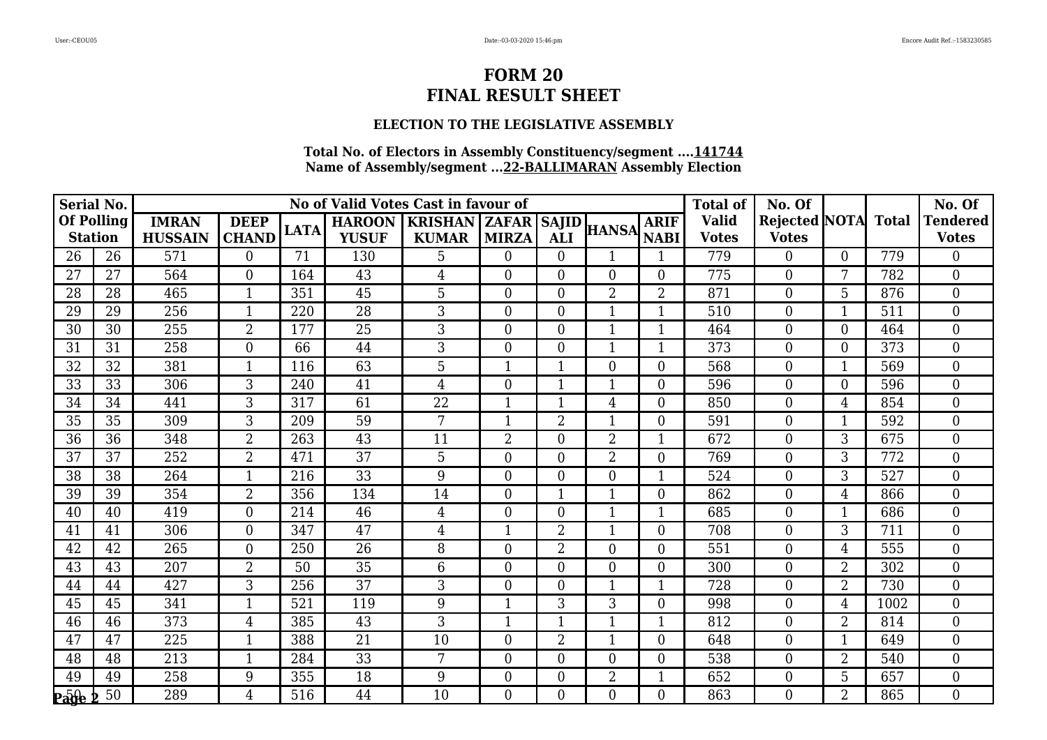# FORM 20
# FINAL RESULT SHEET

### ELECTION TO THE LEGISLATIVE ASSEMBLY

**Total No. of Electors in Assembly Constituency/segment ....141744**
**Name of Assembly/segment ...22-BALLIMARAN Assembly Election**

| Serial No. Of Polling Station | | No of Valid Votes Cast in favour of | | | | | | | | | Total of Valid Votes | No. Of Rejected Votes | NOTA | Total | No. Of Tendered Votes |
|---|---|---|---|---|---|---|---|---|---|---|---|---|---|---|---|
| | | IMRAN HUSSAIN | DEEP CHAND | LATA | HAROON YUSUF | KRISHAN KUMAR | ZAFAR MIRZA | SAJID ALI | HANSA | ARIF NABI | | | | | |
| 26 | 26 | 571 | 0 | 71 | 130 | 5 | 0 | 0 | 1 | 1 | 779 | 0 | 0 | 779 | 0 |
| 27 | 27 | 564 | 0 | 164 | 43 | 4 | 0 | 0 | 0 | 0 | 775 | 0 | 7 | 782 | 0 |
| 28 | 28 | 465 | 1 | 351 | 45 | 5 | 0 | 0 | 2 | 2 | 871 | 0 | 5 | 876 | 0 |
| 29 | 29 | 256 | 1 | 220 | 28 | 3 | 0 | 0 | 1 | 1 | 510 | 0 | 1 | 511 | 0 |
| 30 | 30 | 255 | 2 | 177 | 25 | 3 | 0 | 0 | 1 | 1 | 464 | 0 | 0 | 464 | 0 |
| 31 | 31 | 258 | 0 | 66 | 44 | 3 | 0 | 0 | 1 | 1 | 373 | 0 | 0 | 373 | 0 |
| 32 | 32 | 381 | 1 | 116 | 63 | 5 | 1 | 1 | 0 | 0 | 568 | 0 | 1 | 569 | 0 |
| 33 | 33 | 306 | 3 | 240 | 41 | 4 | 0 | 1 | 1 | 0 | 596 | 0 | 0 | 596 | 0 |
| 34 | 34 | 441 | 3 | 317 | 61 | 22 | 1 | 1 | 4 | 0 | 850 | 0 | 4 | 854 | 0 |
| 35 | 35 | 309 | 3 | 209 | 59 | 7 | 1 | 2 | 1 | 0 | 591 | 0 | 1 | 592 | 0 |
| 36 | 36 | 348 | 2 | 263 | 43 | 11 | 2 | 0 | 2 | 1 | 672 | 0 | 3 | 675 | 0 |
| 37 | 37 | 252 | 2 | 471 | 37 | 5 | 0 | 0 | 2 | 0 | 769 | 0 | 3 | 772 | 0 |
| 38 | 38 | 264 | 1 | 216 | 33 | 9 | 0 | 0 | 0 | 1 | 524 | 0 | 3 | 527 | 0 |
| 39 | 39 | 354 | 2 | 356 | 134 | 14 | 0 | 1 | 1 | 0 | 862 | 0 | 4 | 866 | 0 |
| 40 | 40 | 419 | 0 | 214 | 46 | 4 | 0 | 0 | 1 | 1 | 685 | 0 | 1 | 686 | 0 |
| 41 | 41 | 306 | 0 | 347 | 47 | 4 | 1 | 2 | 1 | 0 | 708 | 0 | 3 | 711 | 0 |
| 42 | 42 | 265 | 0 | 250 | 26 | 8 | 0 | 2 | 0 | 0 | 551 | 0 | 4 | 555 | 0 |
| 43 | 43 | 207 | 2 | 50 | 35 | 6 | 0 | 0 | 0 | 0 | 300 | 0 | 2 | 302 | 0 |
| 44 | 44 | 427 | 3 | 256 | 37 | 3 | 0 | 0 | 1 | 1 | 728 | 0 | 2 | 730 | 0 |
| 45 | 45 | 341 | 1 | 521 | 119 | 9 | 1 | 3 | 3 | 0 | 998 | 0 | 4 | 1002 | 0 |
| 46 | 46 | 373 | 4 | 385 | 43 | 3 | 1 | 1 | 1 | 1 | 812 | 0 | 2 | 814 | 0 |
| 47 | 47 | 225 | 1 | 388 | 21 | 10 | 0 | 2 | 1 | 0 | 648 | 0 | 1 | 649 | 0 |
| 48 | 48 | 213 | 1 | 284 | 33 | 7 | 0 | 0 | 0 | 0 | 538 | 0 | 2 | 540 | 0 |
| 49 | 49 | 258 | 9 | 355 | 18 | 9 | 0 | 0 | 2 | 1 | 652 | 0 | 5 | 657 | 0 |
| 50 | 50 | 289 | 4 | 516 | 44 | 10 | 0 | 0 | 0 | 0 | 863 | 0 | 2 | 865 | 0 |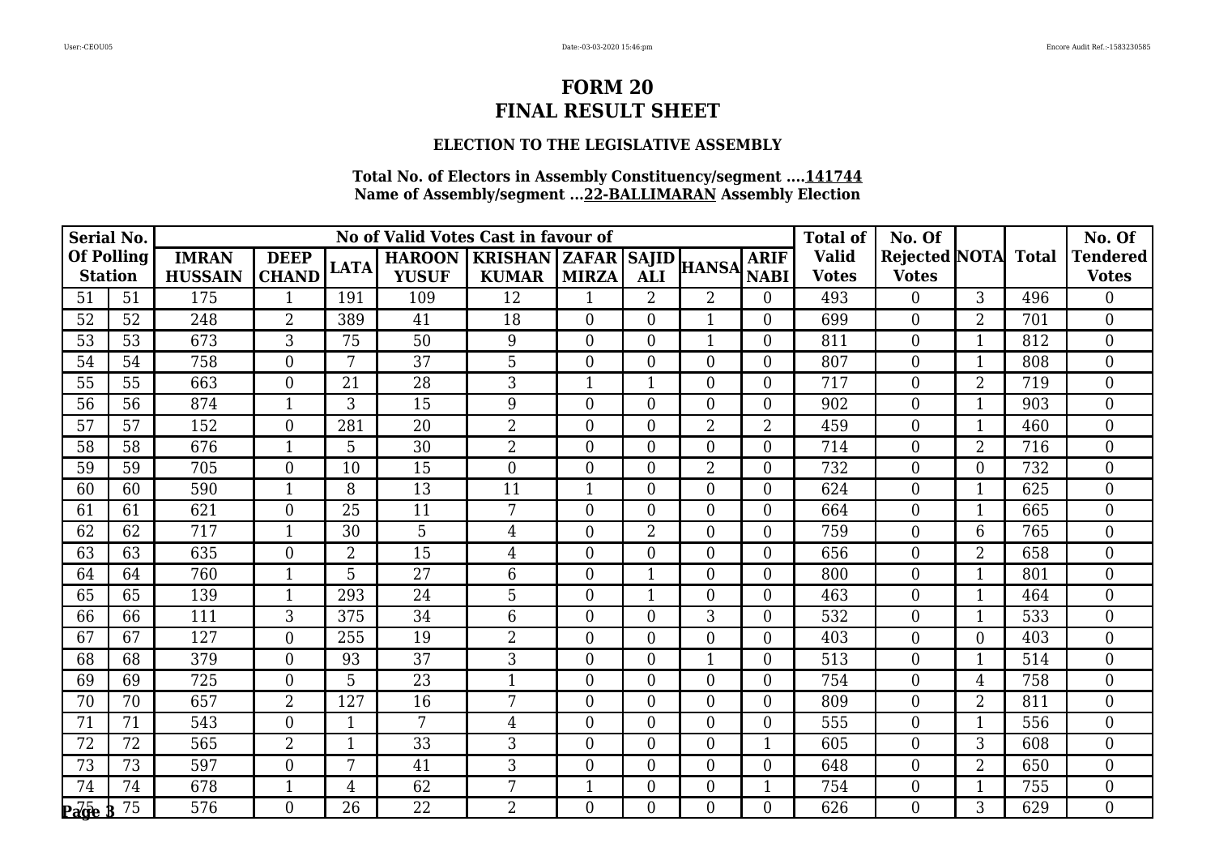# FORM 20
# FINAL RESULT SHEET

### ELECTION TO THE LEGISLATIVE ASSEMBLY

**Total No. of Electors in Assembly Constituency/segment ....141744**
**Name of Assembly/segment ...22-BALLIMARAN Assembly Election**

| Serial No. Of Polling Station | | IMRAN HUSSAIN | DEEP CHAND | LATA | HAROON YUSUF | KRISHAN KUMAR | ZAFAR MIRZA | SAJID ALI | HANSA | ARIF NABI | Total of Valid Votes | No. Of Rejected Votes | NOTA | Total | No. Of Tendered Votes |
|---|---|---|---|---|---|---|---|---|---|---|---|---|---|---|---|
| 51 | 51 | 175 | 1 | 191 | 109 | 12 | 1 | 2 | 2 | 0 | 493 | 0 | 3 | 496 | 0 |
| 52 | 52 | 248 | 2 | 389 | 41 | 18 | 0 | 0 | 1 | 0 | 699 | 0 | 2 | 701 | 0 |
| 53 | 53 | 673 | 3 | 75 | 50 | 9 | 0 | 0 | 1 | 0 | 811 | 0 | 1 | 812 | 0 |
| 54 | 54 | 758 | 0 | 7 | 37 | 5 | 0 | 0 | 0 | 0 | 807 | 0 | 1 | 808 | 0 |
| 55 | 55 | 663 | 0 | 21 | 28 | 3 | 1 | 1 | 0 | 0 | 717 | 0 | 2 | 719 | 0 |
| 56 | 56 | 874 | 1 | 3 | 15 | 9 | 0 | 0 | 0 | 0 | 902 | 0 | 1 | 903 | 0 |
| 57 | 57 | 152 | 0 | 281 | 20 | 2 | 0 | 0 | 2 | 2 | 459 | 0 | 1 | 460 | 0 |
| 58 | 58 | 676 | 1 | 5 | 30 | 2 | 0 | 0 | 0 | 0 | 714 | 0 | 2 | 716 | 0 |
| 59 | 59 | 705 | 0 | 10 | 15 | 0 | 0 | 0 | 2 | 0 | 732 | 0 | 0 | 732 | 0 |
| 60 | 60 | 590 | 1 | 8 | 13 | 11 | 1 | 0 | 0 | 0 | 624 | 0 | 1 | 625 | 0 |
| 61 | 61 | 621 | 0 | 25 | 11 | 7 | 0 | 0 | 0 | 0 | 664 | 0 | 1 | 665 | 0 |
| 62 | 62 | 717 | 1 | 30 | 5 | 4 | 0 | 2 | 0 | 0 | 759 | 0 | 6 | 765 | 0 |
| 63 | 63 | 635 | 0 | 2 | 15 | 4 | 0 | 0 | 0 | 0 | 656 | 0 | 2 | 658 | 0 |
| 64 | 64 | 760 | 1 | 5 | 27 | 6 | 0 | 1 | 0 | 0 | 800 | 0 | 1 | 801 | 0 |
| 65 | 65 | 139 | 1 | 293 | 24 | 5 | 0 | 1 | 0 | 0 | 463 | 0 | 1 | 464 | 0 |
| 66 | 66 | 111 | 3 | 375 | 34 | 6 | 0 | 0 | 3 | 0 | 532 | 0 | 1 | 533 | 0 |
| 67 | 67 | 127 | 0 | 255 | 19 | 2 | 0 | 0 | 0 | 0 | 403 | 0 | 0 | 403 | 0 |
| 68 | 68 | 379 | 0 | 93 | 37 | 3 | 0 | 0 | 1 | 0 | 513 | 0 | 1 | 514 | 0 |
| 69 | 69 | 725 | 0 | 5 | 23 | 1 | 0 | 0 | 0 | 0 | 754 | 0 | 4 | 758 | 0 |
| 70 | 70 | 657 | 2 | 127 | 16 | 7 | 0 | 0 | 0 | 0 | 809 | 0 | 2 | 811 | 0 |
| 71 | 71 | 543 | 0 | 1 | 7 | 4 | 0 | 0 | 0 | 0 | 555 | 0 | 1 | 556 | 0 |
| 72 | 72 | 565 | 2 | 1 | 33 | 3 | 0 | 0 | 0 | 1 | 605 | 0 | 3 | 608 | 0 |
| 73 | 73 | 597 | 0 | 7 | 41 | 3 | 0 | 0 | 0 | 0 | 648 | 0 | 2 | 650 | 0 |
| 74 | 74 | 678 | 1 | 4 | 62 | 7 | 1 | 0 | 0 | 1 | 754 | 0 | 1 | 755 | 0 |
| 75 | 75 | 576 | 0 | 26 | 22 | 2 | 0 | 0 | 0 | 0 | 626 | 0 | 3 | 629 | 0 |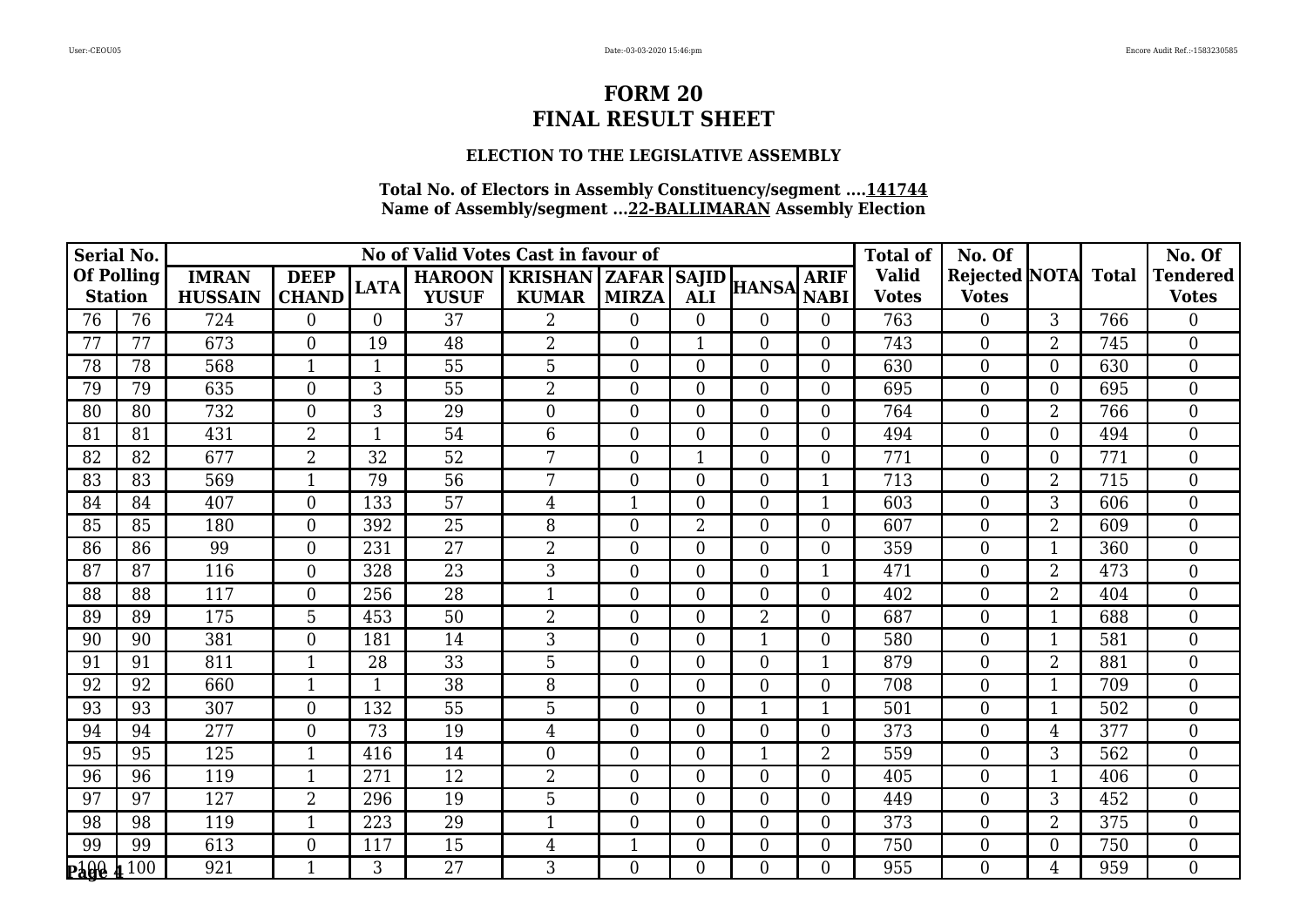# FORM 20
# FINAL RESULT SHEET

### ELECTION TO THE LEGISLATIVE ASSEMBLY

**Total No. of Electors in Assembly Constituency/segment ....141744**
**Name of Assembly/segment ...22-BALLIMARAN Assembly Election**

| Serial No. Of Polling Station | | No of Valid Votes Cast in favour of | | | | | | | | | Total of Valid Votes | No. Of Rejected Votes | NOTA | Total | No. Of Tendered Votes |
|---|---|---|---|---|---|---|---|---|---|---|---|---|---|---|---|
| | | IMRAN HUSSAIN | DEEP CHAND | LATA | HAROON YUSUF | KRISHAN KUMAR | ZAFAR MIRZA | SAJID ALI | HANSA | ARIF NABI | | | | | |
| 76 | 76 | 724 | 0 | 0 | 37 | 2 | 0 | 0 | 0 | 0 | 763 | 0 | 3 | 766 | 0 |
| 77 | 77 | 673 | 0 | 19 | 48 | 2 | 0 | 1 | 0 | 0 | 743 | 0 | 2 | 745 | 0 |
| 78 | 78 | 568 | 1 | 1 | 55 | 5 | 0 | 0 | 0 | 0 | 630 | 0 | 0 | 630 | 0 |
| 79 | 79 | 635 | 0 | 3 | 55 | 2 | 0 | 0 | 0 | 0 | 695 | 0 | 0 | 695 | 0 |
| 80 | 80 | 732 | 0 | 3 | 29 | 0 | 0 | 0 | 0 | 0 | 764 | 0 | 2 | 766 | 0 |
| 81 | 81 | 431 | 2 | 1 | 54 | 6 | 0 | 0 | 0 | 0 | 494 | 0 | 0 | 494 | 0 |
| 82 | 82 | 677 | 2 | 32 | 52 | 7 | 0 | 1 | 0 | 0 | 771 | 0 | 0 | 771 | 0 |
| 83 | 83 | 569 | 1 | 79 | 56 | 7 | 0 | 0 | 0 | 1 | 713 | 0 | 2 | 715 | 0 |
| 84 | 84 | 407 | 0 | 133 | 57 | 4 | 1 | 0 | 0 | 1 | 603 | 0 | 3 | 606 | 0 |
| 85 | 85 | 180 | 0 | 392 | 25 | 8 | 0 | 2 | 0 | 0 | 607 | 0 | 2 | 609 | 0 |
| 86 | 86 | 99 | 0 | 231 | 27 | 2 | 0 | 0 | 0 | 0 | 359 | 0 | 1 | 360 | 0 |
| 87 | 87 | 116 | 0 | 328 | 23 | 3 | 0 | 0 | 0 | 1 | 471 | 0 | 2 | 473 | 0 |
| 88 | 88 | 117 | 0 | 256 | 28 | 1 | 0 | 0 | 0 | 0 | 402 | 0 | 2 | 404 | 0 |
| 89 | 89 | 175 | 5 | 453 | 50 | 2 | 0 | 0 | 2 | 0 | 687 | 0 | 1 | 688 | 0 |
| 90 | 90 | 381 | 0 | 181 | 14 | 3 | 0 | 0 | 1 | 0 | 580 | 0 | 1 | 581 | 0 |
| 91 | 91 | 811 | 1 | 28 | 33 | 5 | 0 | 0 | 0 | 1 | 879 | 0 | 2 | 881 | 0 |
| 92 | 92 | 660 | 1 | 1 | 38 | 8 | 0 | 0 | 0 | 0 | 708 | 0 | 1 | 709 | 0 |
| 93 | 93 | 307 | 0 | 132 | 55 | 5 | 0 | 0 | 1 | 1 | 501 | 0 | 1 | 502 | 0 |
| 94 | 94 | 277 | 0 | 73 | 19 | 4 | 0 | 0 | 0 | 0 | 373 | 0 | 4 | 377 | 0 |
| 95 | 95 | 125 | 1 | 416 | 14 | 0 | 0 | 0 | 1 | 2 | 559 | 0 | 3 | 562 | 0 |
| 96 | 96 | 119 | 1 | 271 | 12 | 2 | 0 | 0 | 0 | 0 | 405 | 0 | 1 | 406 | 0 |
| 97 | 97 | 127 | 2 | 296 | 19 | 5 | 0 | 0 | 0 | 0 | 449 | 0 | 3 | 452 | 0 |
| 98 | 98 | 119 | 1 | 223 | 29 | 1 | 0 | 0 | 0 | 0 | 373 | 0 | 2 | 375 | 0 |
| 99 | 99 | 613 | 0 | 117 | 15 | 4 | 1 | 0 | 0 | 0 | 750 | 0 | 0 | 750 | 0 |
| 100 | 100 | 921 | 1 | 3 | 27 | 3 | 0 | 0 | 0 | 0 | 955 | 0 | 4 | 959 | 0 |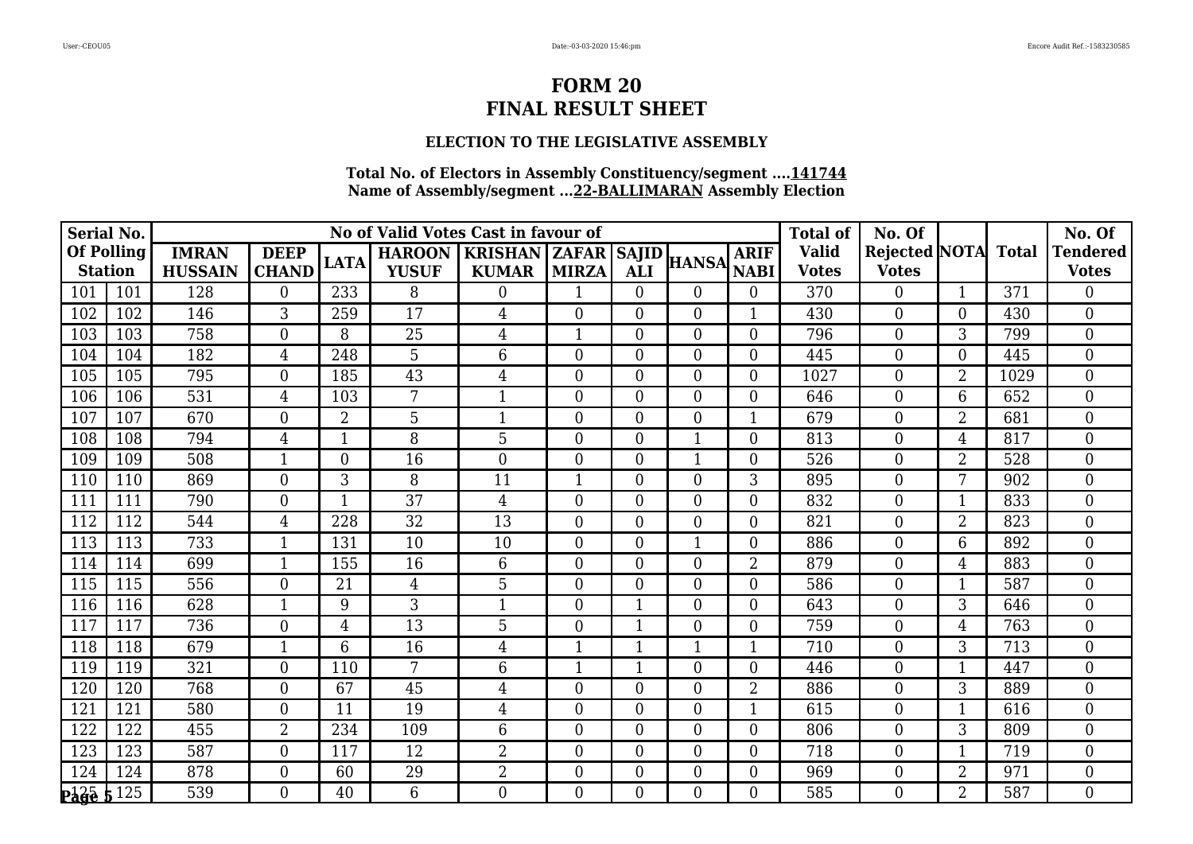# FORM 20
# FINAL RESULT SHEET

### ELECTION TO THE LEGISLATIVE ASSEMBLY

**Total No. of Electors in Assembly Constituency/segment ....141744**
**Name of Assembly/segment ...22-BALLIMARAN Assembly Election**

| Serial No. Of Polling Station | | IMRAN HUSSAIN | DEEP CHAND | LATA | HAROON YUSUF | KRISHAN KUMAR | ZAFAR MIRZA | SAJID ALI | HANSA | ARIF NABI | Total of Valid Votes | No. Of Rejected Votes | NOTA | Total | No. Of Tendered Votes |
|---|---|---|---|---|---|---|---|---|---|---|---|---|---|---|---|
| 101 | 101 | 128 | 0 | 233 | 8 | 0 | 1 | 0 | 0 | 0 | 370 | 0 | 1 | 371 | 0 |
| 102 | 102 | 146 | 3 | 259 | 17 | 4 | 0 | 0 | 0 | 1 | 430 | 0 | 0 | 430 | 0 |
| 103 | 103 | 758 | 0 | 8 | 25 | 4 | 1 | 0 | 0 | 0 | 796 | 0 | 3 | 799 | 0 |
| 104 | 104 | 182 | 4 | 248 | 5 | 6 | 0 | 0 | 0 | 0 | 445 | 0 | 0 | 445 | 0 |
| 105 | 105 | 795 | 0 | 185 | 43 | 4 | 0 | 0 | 0 | 0 | 1027 | 0 | 2 | 1029 | 0 |
| 106 | 106 | 531 | 4 | 103 | 7 | 1 | 0 | 0 | 0 | 0 | 646 | 0 | 6 | 652 | 0 |
| 107 | 107 | 670 | 0 | 2 | 5 | 1 | 0 | 0 | 0 | 1 | 679 | 0 | 2 | 681 | 0 |
| 108 | 108 | 794 | 4 | 1 | 8 | 5 | 0 | 0 | 1 | 0 | 813 | 0 | 4 | 817 | 0 |
| 109 | 109 | 508 | 1 | 0 | 16 | 0 | 0 | 0 | 1 | 0 | 526 | 0 | 2 | 528 | 0 |
| 110 | 110 | 869 | 0 | 3 | 8 | 11 | 1 | 0 | 0 | 3 | 895 | 0 | 7 | 902 | 0 |
| 111 | 111 | 790 | 0 | 1 | 37 | 4 | 0 | 0 | 0 | 0 | 832 | 0 | 1 | 833 | 0 |
| 112 | 112 | 544 | 4 | 228 | 32 | 13 | 0 | 0 | 0 | 0 | 821 | 0 | 2 | 823 | 0 |
| 113 | 113 | 733 | 1 | 131 | 10 | 10 | 0 | 0 | 1 | 0 | 886 | 0 | 6 | 892 | 0 |
| 114 | 114 | 699 | 1 | 155 | 16 | 6 | 0 | 0 | 0 | 2 | 879 | 0 | 4 | 883 | 0 |
| 115 | 115 | 556 | 0 | 21 | 4 | 5 | 0 | 0 | 0 | 0 | 586 | 0 | 1 | 587 | 0 |
| 116 | 116 | 628 | 1 | 9 | 3 | 1 | 0 | 1 | 0 | 0 | 643 | 0 | 3 | 646 | 0 |
| 117 | 117 | 736 | 0 | 4 | 13 | 5 | 0 | 1 | 0 | 0 | 759 | 0 | 4 | 763 | 0 |
| 118 | 118 | 679 | 1 | 6 | 16 | 4 | 1 | 1 | 1 | 1 | 710 | 0 | 3 | 713 | 0 |
| 119 | 119 | 321 | 0 | 110 | 7 | 6 | 1 | 1 | 0 | 0 | 446 | 0 | 1 | 447 | 0 |
| 120 | 120 | 768 | 0 | 67 | 45 | 4 | 0 | 0 | 0 | 2 | 886 | 0 | 3 | 889 | 0 |
| 121 | 121 | 580 | 0 | 11 | 19 | 4 | 0 | 0 | 0 | 1 | 615 | 0 | 1 | 616 | 0 |
| 122 | 122 | 455 | 2 | 234 | 109 | 6 | 0 | 0 | 0 | 0 | 806 | 0 | 3 | 809 | 0 |
| 123 | 123 | 587 | 0 | 117 | 12 | 2 | 0 | 0 | 0 | 0 | 718 | 0 | 1 | 719 | 0 |
| 124 | 124 | 878 | 0 | 60 | 29 | 2 | 0 | 0 | 0 | 0 | 969 | 0 | 2 | 971 | 0 |
| 125 | 125 | 539 | 0 | 40 | 6 | 0 | 0 | 0 | 0 | 0 | 585 | 0 | 2 | 587 | 0 |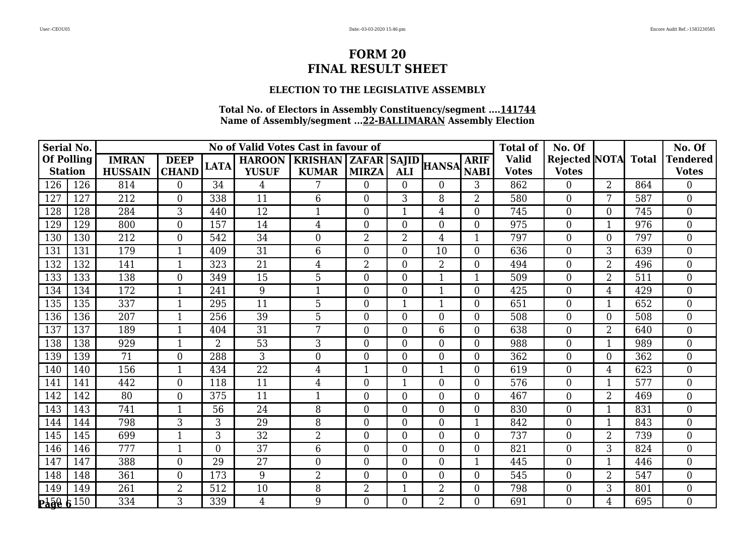# FORM 20
# FINAL RESULT SHEET

### ELECTION TO THE LEGISLATIVE ASSEMBLY

**Total No. of Electors in Assembly Constituency/segment ....141744**
**Name of Assembly/segment ...22-BALLIMARAN Assembly Election**

| Serial No. Of Polling Station | | No of Valid Votes Cast in favour of | | | | | | | | | Total of Valid Votes | No. Of Rejected Votes | NOTA | Total | No. Of Tendered Votes |
|---|---|---|---|---|---|---|---|---|---|---|---|---|---|---|---|
| | | IMRAN HUSSAIN | DEEP CHAND | LATA | HAROON YUSUF | KRISHAN KUMAR | ZAFAR MIRZA | SAJID ALI | HANSA | ARIF NABI | | | | | |
| 126 | 126 | 814 | 0 | 34 | 4 | 7 | 0 | 0 | 0 | 3 | 862 | 0 | 2 | 864 | 0 |
| 127 | 127 | 212 | 0 | 338 | 11 | 6 | 0 | 3 | 8 | 2 | 580 | 0 | 7 | 587 | 0 |
| 128 | 128 | 284 | 3 | 440 | 12 | 1 | 0 | 1 | 4 | 0 | 745 | 0 | 0 | 745 | 0 |
| 129 | 129 | 800 | 0 | 157 | 14 | 4 | 0 | 0 | 0 | 0 | 975 | 0 | 1 | 976 | 0 |
| 130 | 130 | 212 | 0 | 542 | 34 | 0 | 2 | 2 | 4 | 1 | 797 | 0 | 0 | 797 | 0 |
| 131 | 131 | 179 | 1 | 409 | 31 | 6 | 0 | 0 | 10 | 0 | 636 | 0 | 3 | 639 | 0 |
| 132 | 132 | 141 | 1 | 323 | 21 | 4 | 2 | 0 | 2 | 0 | 494 | 0 | 2 | 496 | 0 |
| 133 | 133 | 138 | 0 | 349 | 15 | 5 | 0 | 0 | 1 | 1 | 509 | 0 | 2 | 511 | 0 |
| 134 | 134 | 172 | 1 | 241 | 9 | 1 | 0 | 0 | 1 | 0 | 425 | 0 | 4 | 429 | 0 |
| 135 | 135 | 337 | 1 | 295 | 11 | 5 | 0 | 1 | 1 | 0 | 651 | 0 | 1 | 652 | 0 |
| 136 | 136 | 207 | 1 | 256 | 39 | 5 | 0 | 0 | 0 | 0 | 508 | 0 | 0 | 508 | 0 |
| 137 | 137 | 189 | 1 | 404 | 31 | 7 | 0 | 0 | 6 | 0 | 638 | 0 | 2 | 640 | 0 |
| 138 | 138 | 929 | 1 | 2 | 53 | 3 | 0 | 0 | 0 | 0 | 988 | 0 | 1 | 989 | 0 |
| 139 | 139 | 71 | 0 | 288 | 3 | 0 | 0 | 0 | 0 | 0 | 362 | 0 | 0 | 362 | 0 |
| 140 | 140 | 156 | 1 | 434 | 22 | 4 | 1 | 0 | 1 | 0 | 619 | 0 | 4 | 623 | 0 |
| 141 | 141 | 442 | 0 | 118 | 11 | 4 | 0 | 1 | 0 | 0 | 576 | 0 | 1 | 577 | 0 |
| 142 | 142 | 80 | 0 | 375 | 11 | 1 | 0 | 0 | 0 | 0 | 467 | 0 | 2 | 469 | 0 |
| 143 | 143 | 741 | 1 | 56 | 24 | 8 | 0 | 0 | 0 | 0 | 830 | 0 | 1 | 831 | 0 |
| 144 | 144 | 798 | 3 | 3 | 29 | 8 | 0 | 0 | 0 | 1 | 842 | 0 | 1 | 843 | 0 |
| 145 | 145 | 699 | 1 | 3 | 32 | 2 | 0 | 0 | 0 | 0 | 737 | 0 | 2 | 739 | 0 |
| 146 | 146 | 777 | 1 | 0 | 37 | 6 | 0 | 0 | 0 | 0 | 821 | 0 | 3 | 824 | 0 |
| 147 | 147 | 388 | 0 | 29 | 27 | 0 | 0 | 0 | 0 | 1 | 445 | 0 | 1 | 446 | 0 |
| 148 | 148 | 361 | 0 | 173 | 9 | 2 | 0 | 0 | 0 | 0 | 545 | 0 | 2 | 547 | 0 |
| 149 | 149 | 261 | 2 | 512 | 10 | 8 | 2 | 1 | 2 | 0 | 798 | 0 | 3 | 801 | 0 |
| 150 | 150 | 334 | 3 | 339 | 4 | 9 | 0 | 0 | 2 | 0 | 691 | 0 | 4 | 695 | 0 |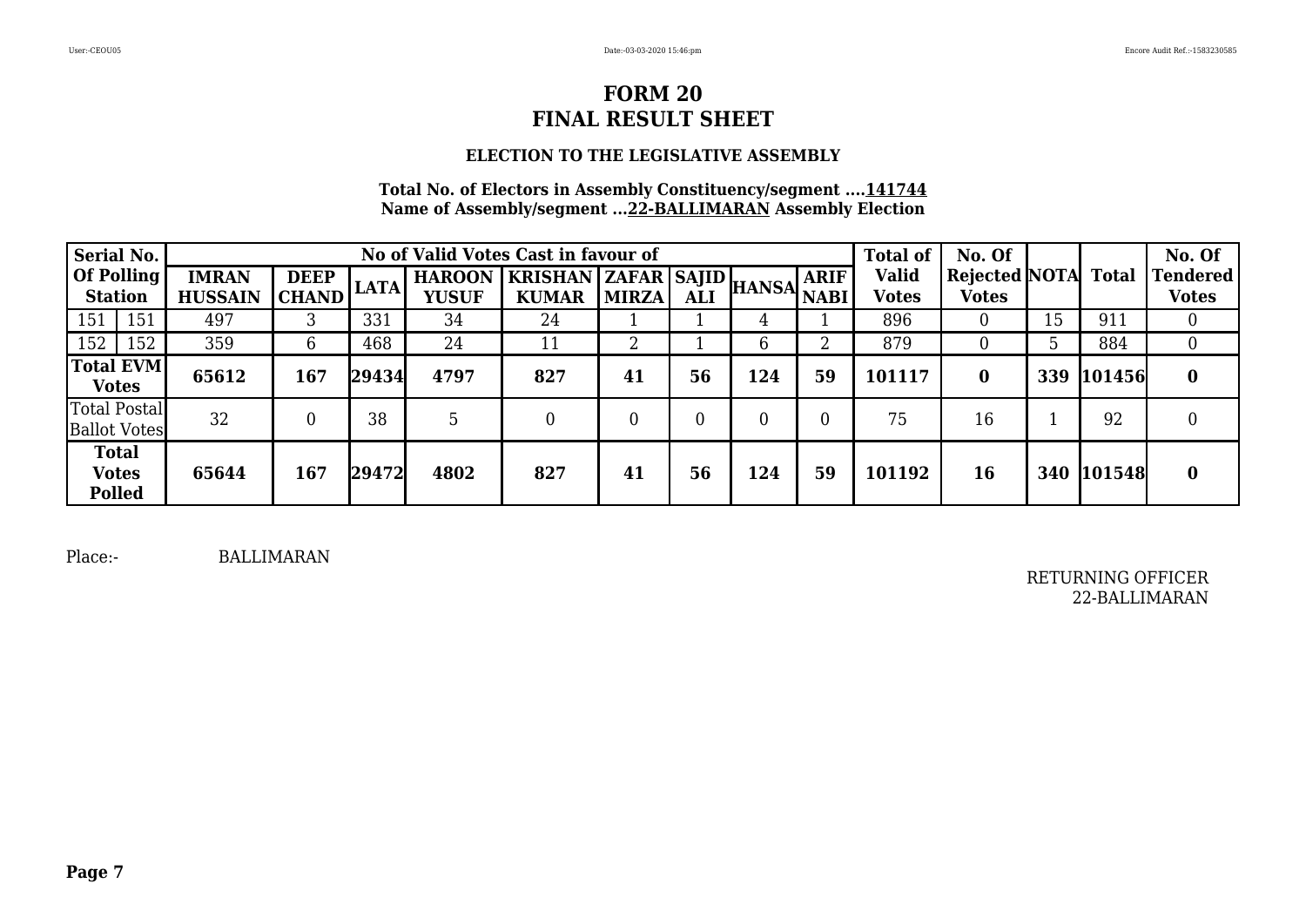# FORM 20
# FINAL RESULT SHEET

### ELECTION TO THE LEGISLATIVE ASSEMBLY

**Total No. of Electors in Assembly Constituency/segment ....141744**
**Name of Assembly/segment ...22-BALLIMARAN Assembly Election**

| Serial No. Of Polling Station | | No of Valid Votes Cast in favour of | | | | | | | | | Total of Valid Votes | No. Of Rejected Votes | NOTA | Total | No. Of Tendered Votes |
|---|---|---|---|---|---|---|---|---|---|---|---|---|---|---|---|
| | | IMRAN HUSSAIN | DEEP CHAND | LATA | HAROON YUSUF | KRISHAN KUMAR | ZAFAR MIRZA | SAJID ALI | HANSA | ARIF NABI | | | | | |
| 151 | 151 | 497 | 3 | 331 | 34 | 24 | 1 | 1 | 4 | 1 | 896 | 0 | 15 | 911 | 0 |
| 152 | 152 | 359 | 6 | 468 | 24 | 11 | 2 | 1 | 6 | 2 | 879 | 0 | 5 | 884 | 0 |
| **Total EVM Votes** | | **65612** | **167** | **29434** | **4797** | **827** | **41** | **56** | **124** | **59** | **101117** | **0** | **339** | **101456** | **0** |
| Total Postal Ballot Votes | | 32 | 0 | 38 | 5 | 0 | 0 | 0 | 0 | 0 | 75 | 16 | 1 | 92 | 0 |
| **Total Votes Polled** | | **65644** | **167** | **29472** | **4802** | **827** | **41** | **56** | **124** | **59** | **101192** | **16** | **340** | **101548** | **0** |

Place:- BALLIMARAN

RETURNING OFFICER
22-BALLIMARAN